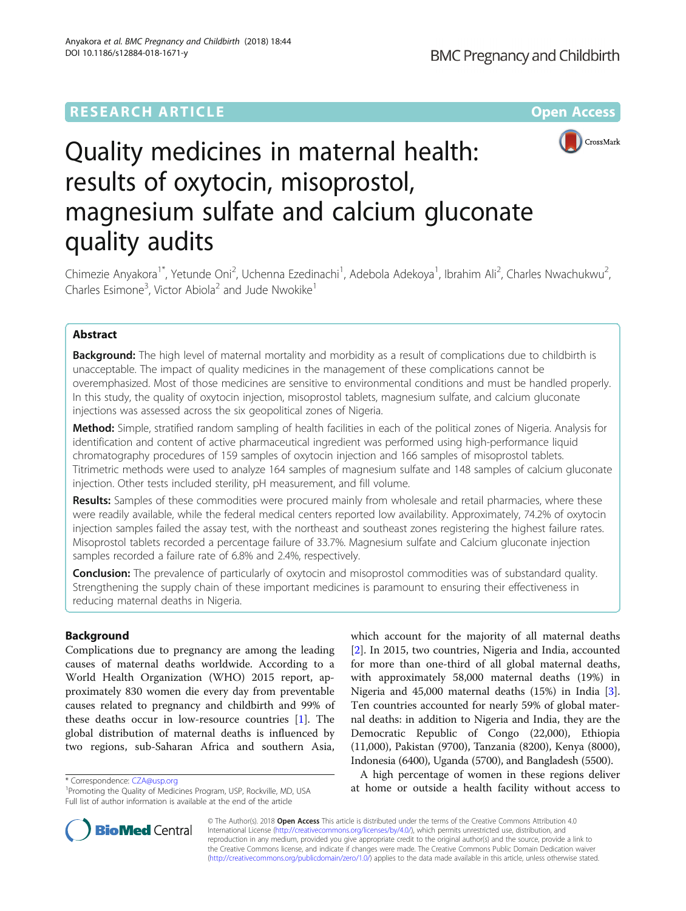RESEARCH ARTICLE

Open Access

# Quality medicines in maternal health: results of oxytocin, misoprostol, magnesium sulfate and calcium gluconate quality audits

Chimezie Anyakora[1*], Yetunde Oni[2], Uchenna Ezedinachi[1], Adebola Adekoya[1], Ibrahim Ali[2], Charles Nwachukwu[2], Charles Esimone[3], Victor Abiola[2] and Jude Nwokike[1]

## Abstract

**Background:** The high level of maternal mortality and morbidity as a result of complications due to childbirth is unacceptable. The impact of quality medicines in the management of these complications cannot be overemphasized. Most of those medicines are sensitive to environmental conditions and must be handled properly. In this study, the quality of oxytocin injection, misoprostol tablets, magnesium sulfate, and calcium gluconate injections was assessed across the six geopolitical zones of Nigeria.

**Method:** Simple, stratified random sampling of health facilities in each of the political zones of Nigeria. Analysis for identification and content of active pharmaceutical ingredient was performed using high-performance liquid chromatography procedures of 159 samples of oxytocin injection and 166 samples of misoprostol tablets. Titrimetric methods were used to analyze 164 samples of magnesium sulfate and 148 samples of calcium gluconate injection. Other tests included sterility, pH measurement, and fill volume.

**Results:** Samples of these commodities were procured mainly from wholesale and retail pharmacies, where these were readily available, while the federal medical centers reported low availability. Approximately, 74.2% of oxytocin injection samples failed the assay test, with the northeast and southeast zones registering the highest failure rates. Misoprostol tablets recorded a percentage failure of 33.7%. Magnesium sulfate and Calcium gluconate injection samples recorded a failure rate of 6.8% and 2.4%, respectively.

**Conclusion:** The prevalence of particularly of oxytocin and misoprostol commodities was of substandard quality. Strengthening the supply chain of these important medicines is paramount to ensuring their effectiveness in reducing maternal deaths in Nigeria.

## Background

Complications due to pregnancy are among the leading causes of maternal deaths worldwide. According to a World Health Organization (WHO) 2015 report, approximately 830 women die every day from preventable causes related to pregnancy and childbirth and 99% of these deaths occur in low-resource countries [1]. The global distribution of maternal deaths is influenced by two regions, sub-Saharan Africa and southern Asia, which account for the majority of all maternal deaths [2]. In 2015, two countries, Nigeria and India, accounted for more than one-third of all global maternal deaths, with approximately 58,000 maternal deaths (19%) in Nigeria and 45,000 maternal deaths (15%) in India [3]. Ten countries accounted for nearly 59% of global maternal deaths: in addition to Nigeria and India, they are the Democratic Republic of Congo (22,000), Ethiopia (11,000), Pakistan (9700), Tanzania (8200), Kenya (8000), Indonesia (6400), Uganda (5700), and Bangladesh (5500).

A high percentage of women in these regions deliver at home or outside a health facility without access to

\* Correspondence: CZA@usp.org
[1]Promoting the Quality of Medicines Program, USP, Rockville, MD, USA
Full list of author information is available at the end of the article

© The Author(s). 2018 **Open Access** This article is distributed under the terms of the Creative Commons Attribution 4.0 International License (http://creativecommons.org/licenses/by/4.0/), which permits unrestricted use, distribution, and reproduction in any medium, provided you give appropriate credit to the original author(s) and the source, provide a link to the Creative Commons license, and indicate if changes were made. The Creative Commons Public Domain Dedication waiver (http://creativecommons.org/publicdomain/zero/1.0/) applies to the data made available in this article, unless otherwise stated.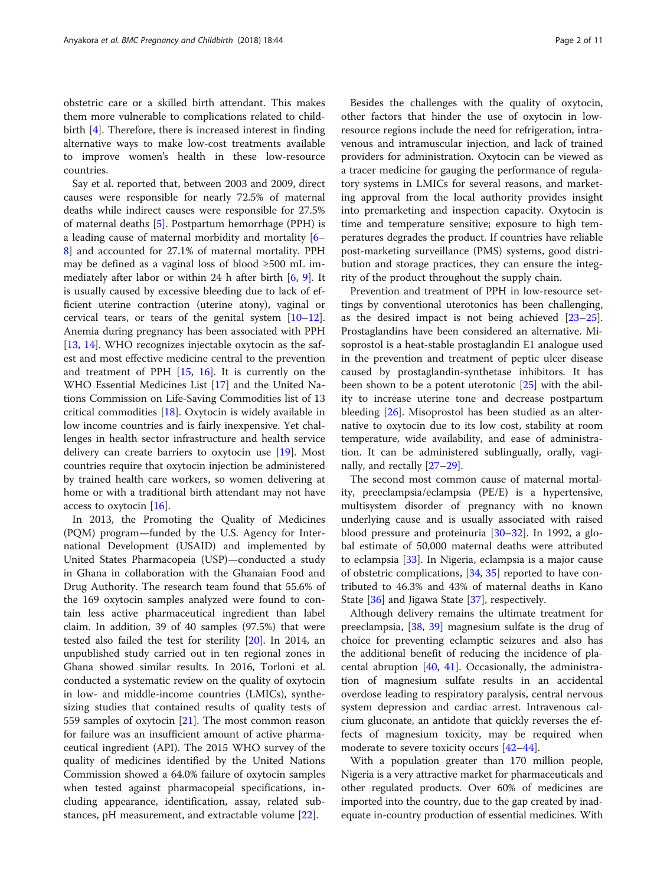obstetric care or a skilled birth attendant. This makes them more vulnerable to complications related to childbirth [4]. Therefore, there is increased interest in finding alternative ways to make low-cost treatments available to improve women's health in these low-resource countries.

Say et al. reported that, between 2003 and 2009, direct causes were responsible for nearly 72.5% of maternal deaths while indirect causes were responsible for 27.5% of maternal deaths [5]. Postpartum hemorrhage (PPH) is a leading cause of maternal morbidity and mortality [6–8] and accounted for 27.1% of maternal mortality. PPH may be defined as a vaginal loss of blood ≥500 mL immediately after labor or within 24 h after birth [6, 9]. It is usually caused by excessive bleeding due to lack of efficient uterine contraction (uterine atony), vaginal or cervical tears, or tears of the genital system [10–12]. Anemia during pregnancy has been associated with PPH [13, 14]. WHO recognizes injectable oxytocin as the safest and most effective medicine central to the prevention and treatment of PPH [15, 16]. It is currently on the WHO Essential Medicines List [17] and the United Nations Commission on Life-Saving Commodities list of 13 critical commodities [18]. Oxytocin is widely available in low income countries and is fairly inexpensive. Yet challenges in health sector infrastructure and health service delivery can create barriers to oxytocin use [19]. Most countries require that oxytocin injection be administered by trained health care workers, so women delivering at home or with a traditional birth attendant may not have access to oxytocin [16].

In 2013, the Promoting the Quality of Medicines (PQM) program—funded by the U.S. Agency for International Development (USAID) and implemented by United States Pharmacopeia (USP)—conducted a study in Ghana in collaboration with the Ghanaian Food and Drug Authority. The research team found that 55.6% of the 169 oxytocin samples analyzed were found to contain less active pharmaceutical ingredient than label claim. In addition, 39 of 40 samples (97.5%) that were tested also failed the test for sterility [20]. In 2014, an unpublished study carried out in ten regional zones in Ghana showed similar results. In 2016, Torloni et al. conducted a systematic review on the quality of oxytocin in low- and middle-income countries (LMICs), synthesizing studies that contained results of quality tests of 559 samples of oxytocin [21]. The most common reason for failure was an insufficient amount of active pharmaceutical ingredient (API). The 2015 WHO survey of the quality of medicines identified by the United Nations Commission showed a 64.0% failure of oxytocin samples when tested against pharmacopeial specifications, including appearance, identification, assay, related substances, pH measurement, and extractable volume [22].

Besides the challenges with the quality of oxytocin, other factors that hinder the use of oxytocin in low-resource regions include the need for refrigeration, intravenous and intramuscular injection, and lack of trained providers for administration. Oxytocin can be viewed as a tracer medicine for gauging the performance of regulatory systems in LMICs for several reasons, and marketing approval from the local authority provides insight into premarketing and inspection capacity. Oxytocin is time and temperature sensitive; exposure to high temperatures degrades the product. If countries have reliable post-marketing surveillance (PMS) systems, good distribution and storage practices, they can ensure the integrity of the product throughout the supply chain.

Prevention and treatment of PPH in low-resource settings by conventional uterotonics has been challenging, as the desired impact is not being achieved [23–25]. Prostaglandins have been considered an alternative. Misoprostol is a heat-stable prostaglandin E1 analogue used in the prevention and treatment of peptic ulcer disease caused by prostaglandin-synthetase inhibitors. It has been shown to be a potent uterotonic [25] with the ability to increase uterine tone and decrease postpartum bleeding [26]. Misoprostol has been studied as an alternative to oxytocin due to its low cost, stability at room temperature, wide availability, and ease of administration. It can be administered sublingually, orally, vaginally, and rectally [27–29].

The second most common cause of maternal mortality, preeclampsia/eclampsia (PE/E) is a hypertensive, multisystem disorder of pregnancy with no known underlying cause and is usually associated with raised blood pressure and proteinuria [30–32]. In 1992, a global estimate of 50,000 maternal deaths were attributed to eclampsia [33]. In Nigeria, eclampsia is a major cause of obstetric complications, [34, 35] reported to have contributed to 46.3% and 43% of maternal deaths in Kano State [36] and Jigawa State [37], respectively.

Although delivery remains the ultimate treatment for preeclampsia, [38, 39] magnesium sulfate is the drug of choice for preventing eclamptic seizures and also has the additional benefit of reducing the incidence of placental abruption [40, 41]. Occasionally, the administration of magnesium sulfate results in an accidental overdose leading to respiratory paralysis, central nervous system depression and cardiac arrest. Intravenous calcium gluconate, an antidote that quickly reverses the effects of magnesium toxicity, may be required when moderate to severe toxicity occurs [42–44].

With a population greater than 170 million people, Nigeria is a very attractive market for pharmaceuticals and other regulated products. Over 60% of medicines are imported into the country, due to the gap created by inadequate in-country production of essential medicines. With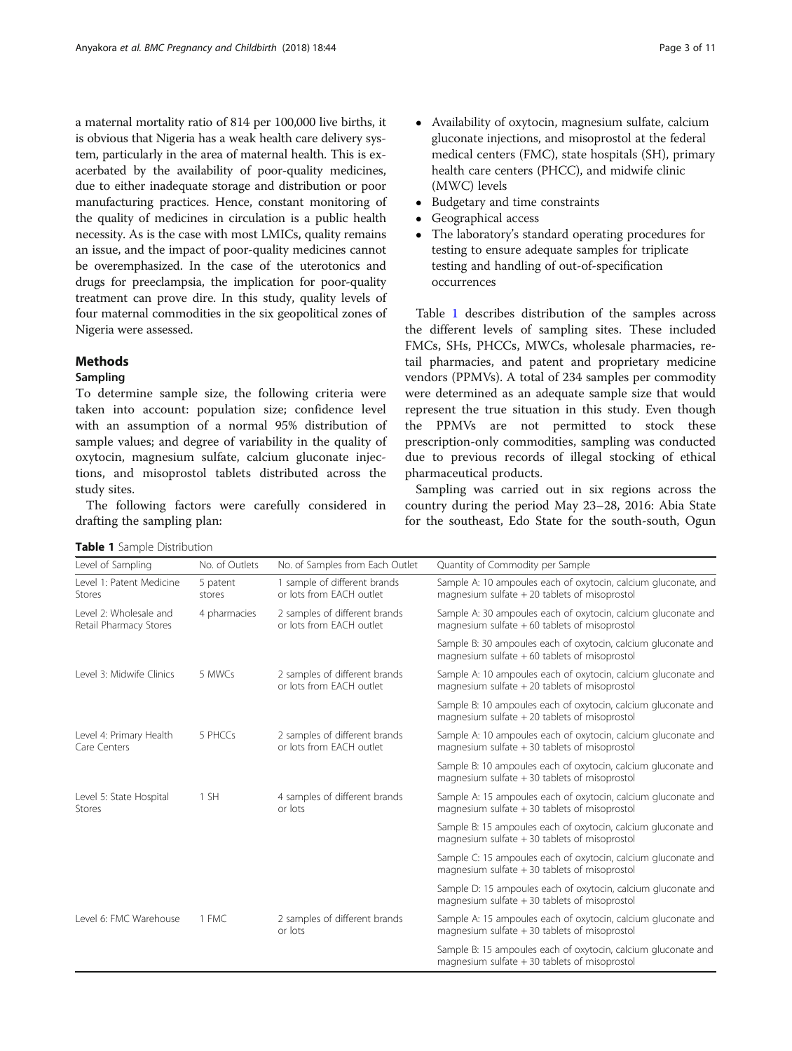a maternal mortality ratio of 814 per 100,000 live births, it is obvious that Nigeria has a weak health care delivery system, particularly in the area of maternal health. This is exacerbated by the availability of poor-quality medicines, due to either inadequate storage and distribution or poor manufacturing practices. Hence, constant monitoring of the quality of medicines in circulation is a public health necessity. As is the case with most LMICs, quality remains an issue, and the impact of poor-quality medicines cannot be overemphasized. In the case of the uterotonics and drugs for preeclampsia, the implication for poor-quality treatment can prove dire. In this study, quality levels of four maternal commodities in the six geopolitical zones of Nigeria were assessed.

## Methods

### Sampling

To determine sample size, the following criteria were taken into account: population size; confidence level with an assumption of a normal 95% distribution of sample values; and degree of variability in the quality of oxytocin, magnesium sulfate, calcium gluconate injections, and misoprostol tablets distributed across the study sites.

The following factors were carefully considered in drafting the sampling plan:

- Availability of oxytocin, magnesium sulfate, calcium gluconate injections, and misoprostol at the federal medical centers (FMC), state hospitals (SH), primary health care centers (PHCC), and midwife clinic (MWC) levels
- Budgetary and time constraints
- Geographical access
- The laboratory's standard operating procedures for testing to ensure adequate samples for triplicate testing and handling of out-of-specification occurrences

Table 1 describes distribution of the samples across the different levels of sampling sites. These included FMCs, SHs, PHCCs, MWCs, wholesale pharmacies, retail pharmacies, and patent and proprietary medicine vendors (PPMVs). A total of 234 samples per commodity were determined as an adequate sample size that would represent the true situation in this study. Even though the PPMVs are not permitted to stock these prescription-only commodities, sampling was conducted due to previous records of illegal stocking of ethical pharmaceutical products.

Sampling was carried out in six regions across the country during the period May 23–28, 2016: Abia State for the southeast, Edo State for the south-south, Ogun

**Table 1** Sample Distribution

| Level of Sampling | No. of Outlets | No. of Samples from Each Outlet | Quantity of Commodity per Sample |
|---|---|---|---|
| Level 1: Patent Medicine Stores | 5 patent stores | 1 sample of different brands or lots from EACH outlet | Sample A: 10 ampoules each of oxytocin, calcium gluconate, and magnesium sulfate + 20 tablets of misoprostol |
| Level 2: Wholesale and Retail Pharmacy Stores | 4 pharmacies | 2 samples of different brands or lots from EACH outlet | Sample A: 30 ampoules each of oxytocin, calcium gluconate and magnesium sulfate + 60 tablets of misoprostol |
| | | | Sample B: 30 ampoules each of oxytocin, calcium gluconate and magnesium sulfate + 60 tablets of misoprostol |
| Level 3: Midwife Clinics | 5 MWCs | 2 samples of different brands or lots from EACH outlet | Sample A: 10 ampoules each of oxytocin, calcium gluconate and magnesium sulfate + 20 tablets of misoprostol |
| | | | Sample B: 10 ampoules each of oxytocin, calcium gluconate and magnesium sulfate + 20 tablets of misoprostol |
| Level 4: Primary Health Care Centers | 5 PHCCs | 2 samples of different brands or lots from EACH outlet | Sample A: 10 ampoules each of oxytocin, calcium gluconate and magnesium sulfate + 30 tablets of misoprostol |
| | | | Sample B: 10 ampoules each of oxytocin, calcium gluconate and magnesium sulfate + 30 tablets of misoprostol |
| Level 5: State Hospital Stores | 1 SH | 4 samples of different brands or lots | Sample A: 15 ampoules each of oxytocin, calcium gluconate and magnesium sulfate + 30 tablets of misoprostol |
| | | | Sample B: 15 ampoules each of oxytocin, calcium gluconate and magnesium sulfate + 30 tablets of misoprostol |
| | | | Sample C: 15 ampoules each of oxytocin, calcium gluconate and magnesium sulfate + 30 tablets of misoprostol |
| | | | Sample D: 15 ampoules each of oxytocin, calcium gluconate and magnesium sulfate + 30 tablets of misoprostol |
| Level 6: FMC Warehouse | 1 FMC | 2 samples of different brands or lots | Sample A: 15 ampoules each of oxytocin, calcium gluconate and magnesium sulfate + 30 tablets of misoprostol |
| | | | Sample B: 15 ampoules each of oxytocin, calcium gluconate and magnesium sulfate + 30 tablets of misoprostol |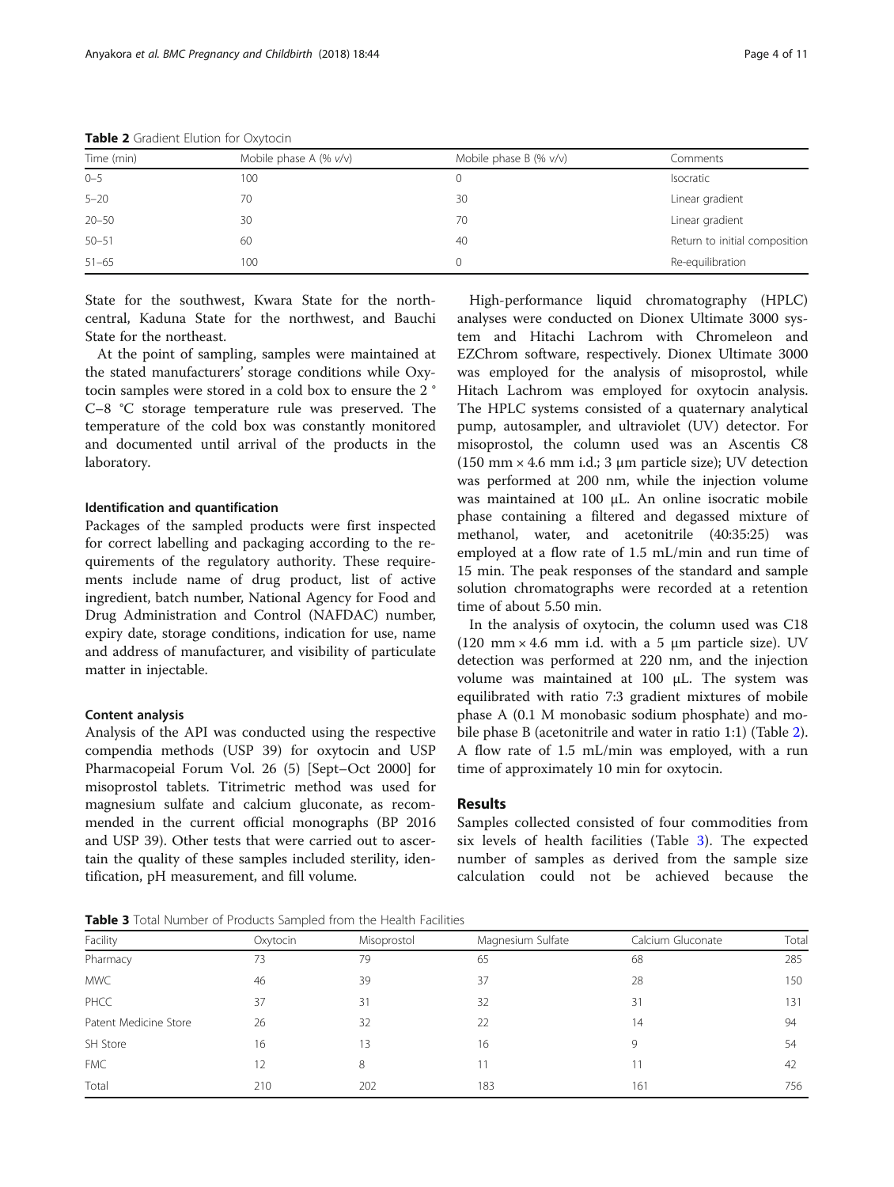**Table 2** Gradient Elution for Oxytocin

| Time (min) | Mobile phase A (% v/v) | Mobile phase B (% v/v) | Comments |
|---|---|---|---|
| 0–5 | 100 | 0 | Isocratic |
| 5–20 | 70 | 30 | Linear gradient |
| 20–50 | 30 | 70 | Linear gradient |
| 50–51 | 60 | 40 | Return to initial composition |
| 51–65 | 100 | 0 | Re-equilibration |

State for the southwest, Kwara State for the north-central, Kaduna State for the northwest, and Bauchi State for the northeast.

At the point of sampling, samples were maintained at the stated manufacturers' storage conditions while Oxytocin samples were stored in a cold box to ensure the 2 °C–8 °C storage temperature rule was preserved. The temperature of the cold box was constantly monitored and documented until arrival of the products in the laboratory.

#### Identification and quantification

Packages of the sampled products were first inspected for correct labelling and packaging according to the requirements of the regulatory authority. These requirements include name of drug product, list of active ingredient, batch number, National Agency for Food and Drug Administration and Control (NAFDAC) number, expiry date, storage conditions, indication for use, name and address of manufacturer, and visibility of particulate matter in injectable.

#### Content analysis

Analysis of the API was conducted using the respective compendia methods (USP 39) for oxytocin and USP Pharmacopeial Forum Vol. 26 (5) [Sept–Oct 2000] for misoprostol tablets. Titrimetric method was used for magnesium sulfate and calcium gluconate, as recommended in the current official monographs (BP 2016 and USP 39). Other tests that were carried out to ascertain the quality of these samples included sterility, identification, pH measurement, and fill volume.

High-performance liquid chromatography (HPLC) analyses were conducted on Dionex Ultimate 3000 system and Hitachi Lachrom with Chromeleon and EZChrom software, respectively. Dionex Ultimate 3000 was employed for the analysis of misoprostol, while Hitach Lachrom was employed for oxytocin analysis. The HPLC systems consisted of a quaternary analytical pump, autosampler, and ultraviolet (UV) detector. For misoprostol, the column used was an Ascentis C8 (150 mm × 4.6 mm i.d.; 3 μm particle size); UV detection was performed at 200 nm, while the injection volume was maintained at 100 μL. An online isocratic mobile phase containing a filtered and degassed mixture of methanol, water, and acetonitrile (40:35:25) was employed at a flow rate of 1.5 mL/min and run time of 15 min. The peak responses of the standard and sample solution chromatographs were recorded at a retention time of about 5.50 min.

In the analysis of oxytocin, the column used was C18 (120 mm × 4.6 mm i.d. with a 5 μm particle size). UV detection was performed at 220 nm, and the injection volume was maintained at 100 μL. The system was equilibrated with ratio 7:3 gradient mixtures of mobile phase A (0.1 M monobasic sodium phosphate) and mobile phase B (acetonitrile and water in ratio 1:1) (Table 2). A flow rate of 1.5 mL/min was employed, with a run time of approximately 10 min for oxytocin.

## Results

Samples collected consisted of four commodities from six levels of health facilities (Table 3). The expected number of samples as derived from the sample size calculation could not be achieved because the

**Table 3** Total Number of Products Sampled from the Health Facilities

| Facility | Oxytocin | Misoprostol | Magnesium Sulfate | Calcium Gluconate | Total |
|---|---|---|---|---|---|
| Pharmacy | 73 | 79 | 65 | 68 | 285 |
| MWC | 46 | 39 | 37 | 28 | 150 |
| PHCC | 37 | 31 | 32 | 31 | 131 |
| Patent Medicine Store | 26 | 32 | 22 | 14 | 94 |
| SH Store | 16 | 13 | 16 | 9 | 54 |
| FMC | 12 | 8 | 11 | 11 | 42 |
| Total | 210 | 202 | 183 | 161 | 756 |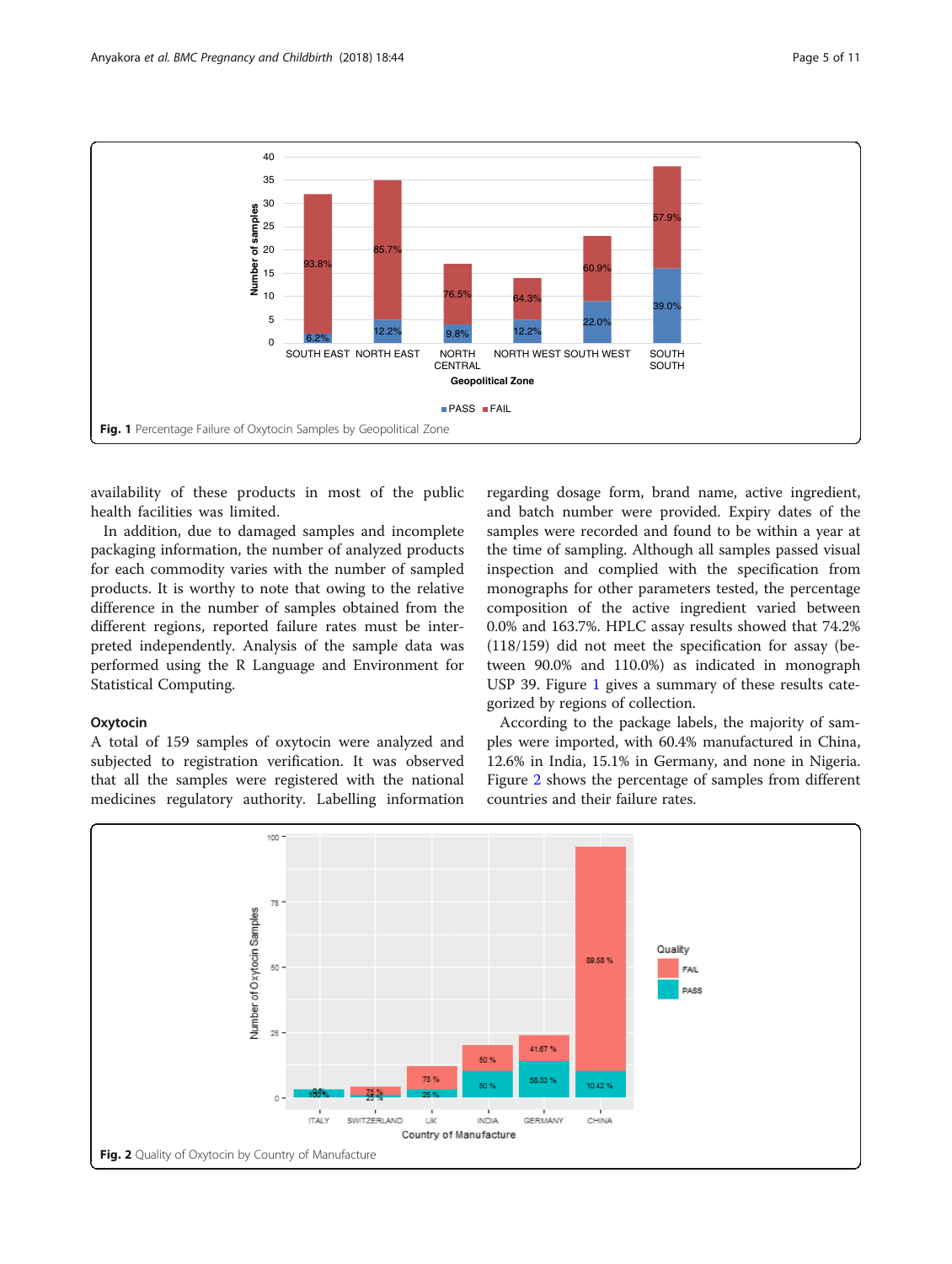40
35
30
25
20
15
10
5
0

Number of samples

93.8%
6.2%
85.7%
12.2%
76.5%
9.8%
64.3%
12.2%
60.9%
22.0%
57.9%
39.0%

SOUTH EAST NORTH EAST NORTH CENTRAL NORTH WEST SOUTH WEST SOUTH SOUTH

Geopolitical Zone

PASS FAIL

**Fig. 1** Percentage Failure of Oxytocin Samples by Geopolitical Zone

availability of these products in most of the public health facilities was limited.

In addition, due to damaged samples and incomplete packaging information, the number of analyzed products for each commodity varies with the number of sampled products. It is worthy to note that owing to the relative difference in the number of samples obtained from the different regions, reported failure rates must be interpreted independently. Analysis of the sample data was performed using the R Language and Environment for Statistical Computing.

### Oxytocin

A total of 159 samples of oxytocin were analyzed and subjected to registration verification. It was observed that all the samples were registered with the national medicines regulatory authority. Labelling information regarding dosage form, brand name, active ingredient, and batch number were provided. Expiry dates of the samples were recorded and found to be within a year at the time of sampling. Although all samples passed visual inspection and complied with the specification from monographs for other parameters tested, the percentage composition of the active ingredient varied between 0.0% and 163.7%. HPLC assay results showed that 74.2% (118/159) did not meet the specification for assay (between 90.0% and 110.0%) as indicated in monograph USP 39. Figure 1 gives a summary of these results categorized by regions of collection.

According to the package labels, the majority of samples were imported, with 60.4% manufactured in China, 12.6% in India, 15.1% in Germany, and none in Nigeria. Figure 2 shows the percentage of samples from different countries and their failure rates.

100
75
50
25
0

Number of Oxytocin Samples

0 %
100 %
75 %
25 %
75 %
25 %
50 %
50 %
41.67 %
58.33 %
89.58 %
10.42 %

ITALY SWITZERLAND UK INDIA GERMANY CHINA

Country of Manufacture

Quality
FAIL
PASS

**Fig. 2** Quality of Oxytocin by Country of Manufacture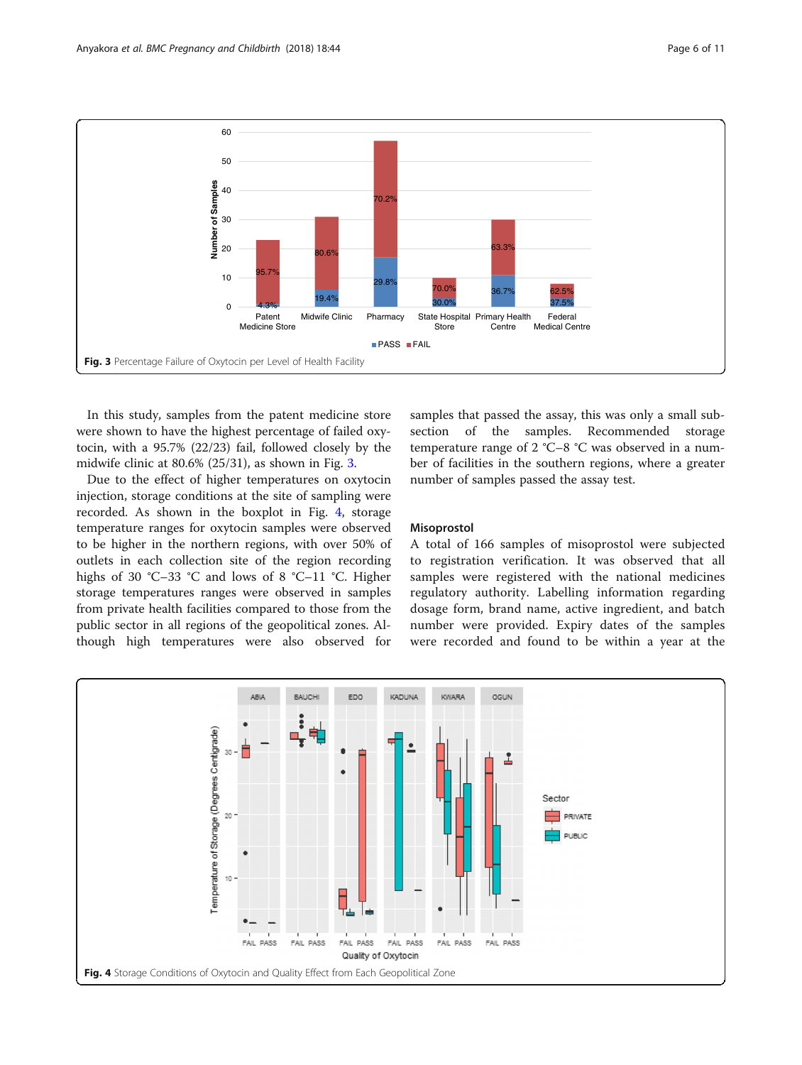60

50

40

30

20

10

0

Number of Samples

95.7%

4.3%

80.6%

19.4%

70.2%

29.8%

70.0%

30.0%

63.3%

36.7%

62.5%

37.5%

Patent Medicine Store

Midwife Clinic

Pharmacy

State Hospital Store

Primary Health Centre

Federal Medical Centre

PASS FAIL

**Fig. 3** Percentage Failure of Oxytocin per Level of Health Facility

In this study, samples from the patent medicine store were shown to have the highest percentage of failed oxytocin, with a 95.7% (22/23) fail, followed closely by the midwife clinic at 80.6% (25/31), as shown in Fig. 3.

Due to the effect of higher temperatures on oxytocin injection, storage conditions at the site of sampling were recorded. As shown in the boxplot in Fig. 4, storage temperature ranges for oxytocin samples were observed to be higher in the northern regions, with over 50% of outlets in each collection site of the region recording highs of 30 °C–33 °C and lows of 8 °C–11 °C. Higher storage temperatures ranges were observed in samples from private health facilities compared to those from the public sector in all regions of the geopolitical zones. Although high temperatures were also observed for samples that passed the assay, this was only a small subsection of the samples. Recommended storage temperature range of 2 °C–8 °C was observed in a number of facilities in the southern regions, where a greater number of samples passed the assay test.

### Misoprostol

A total of 166 samples of misoprostol were subjected to registration verification. It was observed that all samples were registered with the national medicines regulatory authority. Labelling information regarding dosage form, brand name, active ingredient, and batch number were provided. Expiry dates of the samples were recorded and found to be within a year at the

ABIA BAUCHI EDO KADUNA KWARA OGUN

Temperature of Storage (Degrees Centigrade)

30

20

10

FAIL PASS FAIL PASS FAIL PASS FAIL PASS FAIL PASS FAIL PASS

Quality of Oxytocin

Sector

PRIVATE

PUBLIC

**Fig. 4** Storage Conditions of Oxytocin and Quality Effect from Each Geopolitical Zone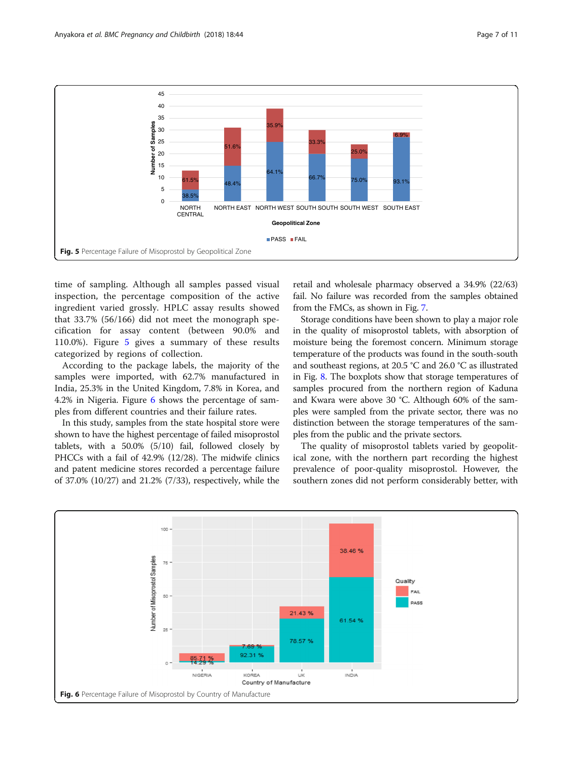45
40
35
30
25
20
15
10
5
0

Number of Samples

NORTH CENTRAL: 61.5% FAIL, 38.5% PASS
NORTH EAST: 51.6% FAIL, 48.4% PASS
NORTH WEST: 35.9% FAIL, 64.1% PASS
SOUTH SOUTH: 33.3% FAIL, 66.7% PASS
SOUTH WEST: 25.0% FAIL, 75.0% PASS
SOUTH EAST: 6.9% FAIL, 93.1% PASS

Geopolitical Zone

PASS FAIL

**Fig. 5** Percentage Failure of Misoprostol by Geopolitical Zone

time of sampling. Although all samples passed visual inspection, the percentage composition of the active ingredient varied grossly. HPLC assay results showed that 33.7% (56/166) did not meet the monograph specification for assay content (between 90.0% and 110.0%). Figure 5 gives a summary of these results categorized by regions of collection.

According to the package labels, the majority of the samples were imported, with 62.7% manufactured in India, 25.3% in the United Kingdom, 7.8% in Korea, and 4.2% in Nigeria. Figure 6 shows the percentage of samples from different countries and their failure rates.

In this study, samples from the state hospital store were shown to have the highest percentage of failed misoprostol tablets, with a 50.0% (5/10) fail, followed closely by PHCCs with a fail of 42.9% (12/28). The midwife clinics and patent medicine stores recorded a percentage failure of 37.0% (10/27) and 21.2% (7/33), respectively, while the retail and wholesale pharmacy observed a 34.9% (22/63) fail. No failure was recorded from the samples obtained from the FMCs, as shown in Fig. 7.

Storage conditions have been shown to play a major role in the quality of misoprostol tablets, with absorption of moisture being the foremost concern. Minimum storage temperature of the products was found in the south-south and southeast regions, at 20.5 °C and 26.0 °C as illustrated in Fig. 8. The boxplots show that storage temperatures of samples procured from the northern region of Kaduna and Kwara were above 30 °C. Although 60% of the samples were sampled from the private sector, there was no distinction between the storage temperatures of the samples from the public and the private sectors.

The quality of misoprostol tablets varied by geopolitical zone, with the northern part recording the highest prevalence of poor-quality misoprostol. However, the southern zones did not perform considerably better, with

100
75
50
25
0

Number of Misoprostol Samples

NIGERIA: 85.71 %, 14.29 %
KOREA: 7.69 %, 92.31 %
UK: 21.43 %, 78.57 %
INDIA: 38.46 %, 61.54 %

Country of Manufacture

Quality
FAIL
PASS

**Fig. 6** Percentage Failure of Misoprostol by Country of Manufacture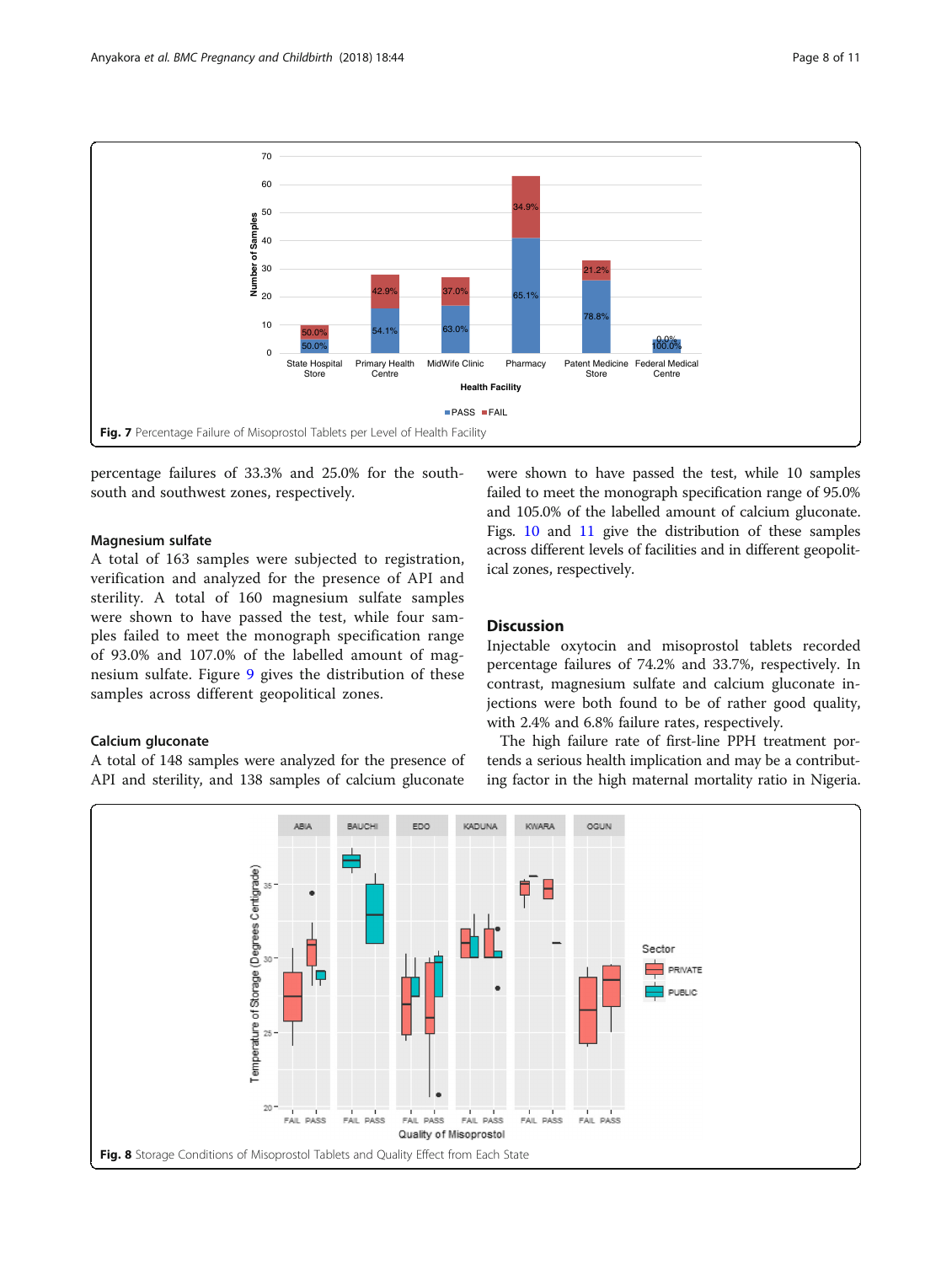70
60
50
40
30
20
10
0

Number of Samples

50.0%
50.0%
42.9%
54.1%
37.0%
63.0%
34.9%
65.1%
21.2%
78.8%
0.0%
100.0%

State Hospital Store
Primary Health Centre
MidWife Clinic
Pharmacy
Patent Medicine Store
Federal Medical Centre

Health Facility

PASS FAIL

**Fig. 7** Percentage Failure of Misoprostol Tablets per Level of Health Facility

percentage failures of 33.3% and 25.0% for the south-south and southwest zones, respectively.

### Magnesium sulfate

A total of 163 samples were subjected to registration, verification and analyzed for the presence of API and sterility. A total of 160 magnesium sulfate samples were shown to have passed the test, while four samples failed to meet the monograph specification range of 93.0% and 107.0% of the labelled amount of magnesium sulfate. Figure 9 gives the distribution of these samples across different geopolitical zones.

### Calcium gluconate

A total of 148 samples were analyzed for the presence of API and sterility, and 138 samples of calcium gluconate were shown to have passed the test, while 10 samples failed to meet the monograph specification range of 95.0% and 105.0% of the labelled amount of calcium gluconate. Figs. 10 and 11 give the distribution of these samples across different levels of facilities and in different geopolitical zones, respectively.

## Discussion

Injectable oxytocin and misoprostol tablets recorded percentage failures of 74.2% and 33.7%, respectively. In contrast, magnesium sulfate and calcium gluconate injections were both found to be of rather good quality, with 2.4% and 6.8% failure rates, respectively.

The high failure rate of first-line PPH treatment portends a serious health implication and may be a contributing factor in the high maternal mortality ratio in Nigeria.

ABIA BAUCHI EDO KADUNA KWARA OGUN

Temperature of Storage (Degrees Centigrade)

35
30
25
20

FAIL PASS FAIL PASS FAIL PASS FAIL PASS FAIL PASS FAIL PASS

Quality of Misoprostol

Sector
PRIVATE
PUBLIC

**Fig. 8** Storage Conditions of Misoprostol Tablets and Quality Effect from Each State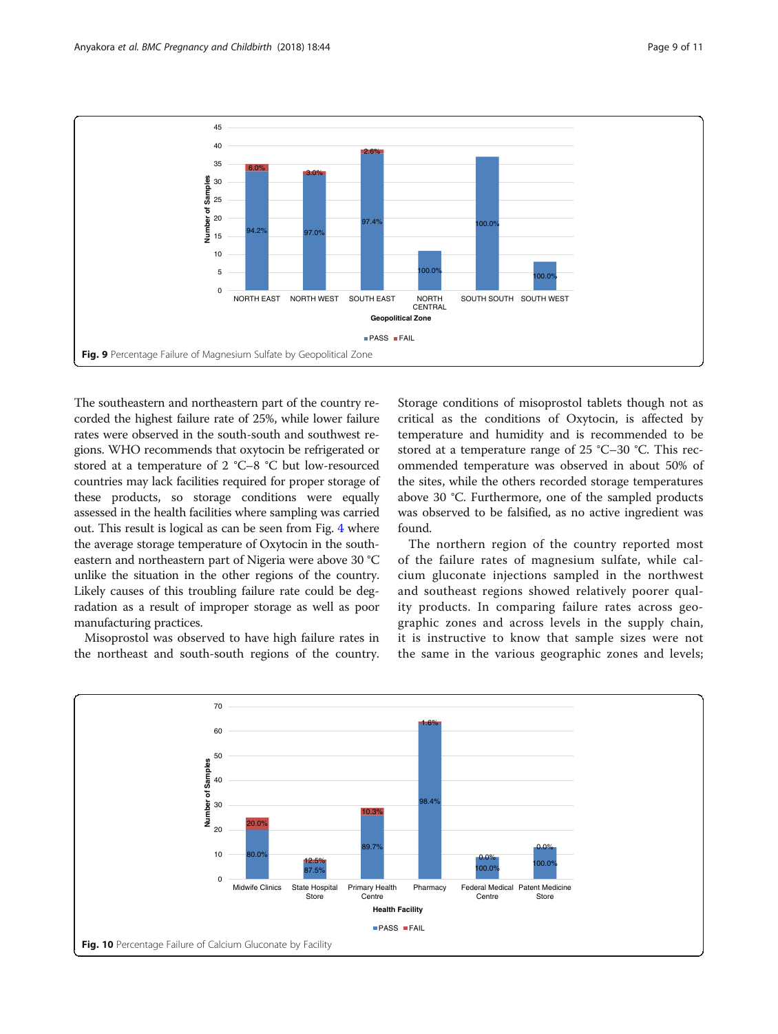45
40
35
30
25
20
15
10
5
0

Number of Samples

6.0%
94.2%
3.0%
97.0%
2.6%
97.4%
100.0%
100.0%
100.0%

NORTH EAST
NORTH WEST
SOUTH EAST
NORTH CENTRAL
SOUTH SOUTH
SOUTH WEST

Geopolitical Zone

PASS
FAIL

**Fig. 9** Percentage Failure of Magnesium Sulfate by Geopolitical Zone

The southeastern and northeastern part of the country recorded the highest failure rate of 25%, while lower failure rates were observed in the south-south and southwest regions. WHO recommends that oxytocin be refrigerated or stored at a temperature of 2 °C–8 °C but low-resourced countries may lack facilities required for proper storage of these products, so storage conditions were equally assessed in the health facilities where sampling was carried out. This result is logical as can be seen from Fig. 4 where the average storage temperature of Oxytocin in the southeastern and northeastern part of Nigeria were above 30 °C unlike the situation in the other regions of the country. Likely causes of this troubling failure rate could be degradation as a result of improper storage as well as poor manufacturing practices.

Misoprostol was observed to have high failure rates in the northeast and south-south regions of the country. Storage conditions of misoprostol tablets though not as critical as the conditions of Oxytocin, is affected by temperature and humidity and is recommended to be stored at a temperature range of 25 °C–30 °C. This recommended temperature was observed in about 50% of the sites, while the others recorded storage temperatures above 30 °C. Furthermore, one of the sampled products was observed to be falsified, as no active ingredient was found.

The northern region of the country reported most of the failure rates of magnesium sulfate, while calcium gluconate injections sampled in the northwest and southeast regions showed relatively poorer quality products. In comparing failure rates across geographic zones and across levels in the supply chain, it is instructive to know that sample sizes were not the same in the various geographic zones and levels;

70
60
50
40
30
20
10
0

Number of Samples

20.0%
80.0%
12.5%
87.5%
10.3%
89.7%
1.6%
98.4%
0.0%
100.0%
0.0%
100.0%

Midwife Clinics
State Hospital Store
Primary Health Centre
Pharmacy
Federal Medical Centre
Patent Medicine Store

Health Facility

PASS
FAIL

**Fig. 10** Percentage Failure of Calcium Gluconate by Facility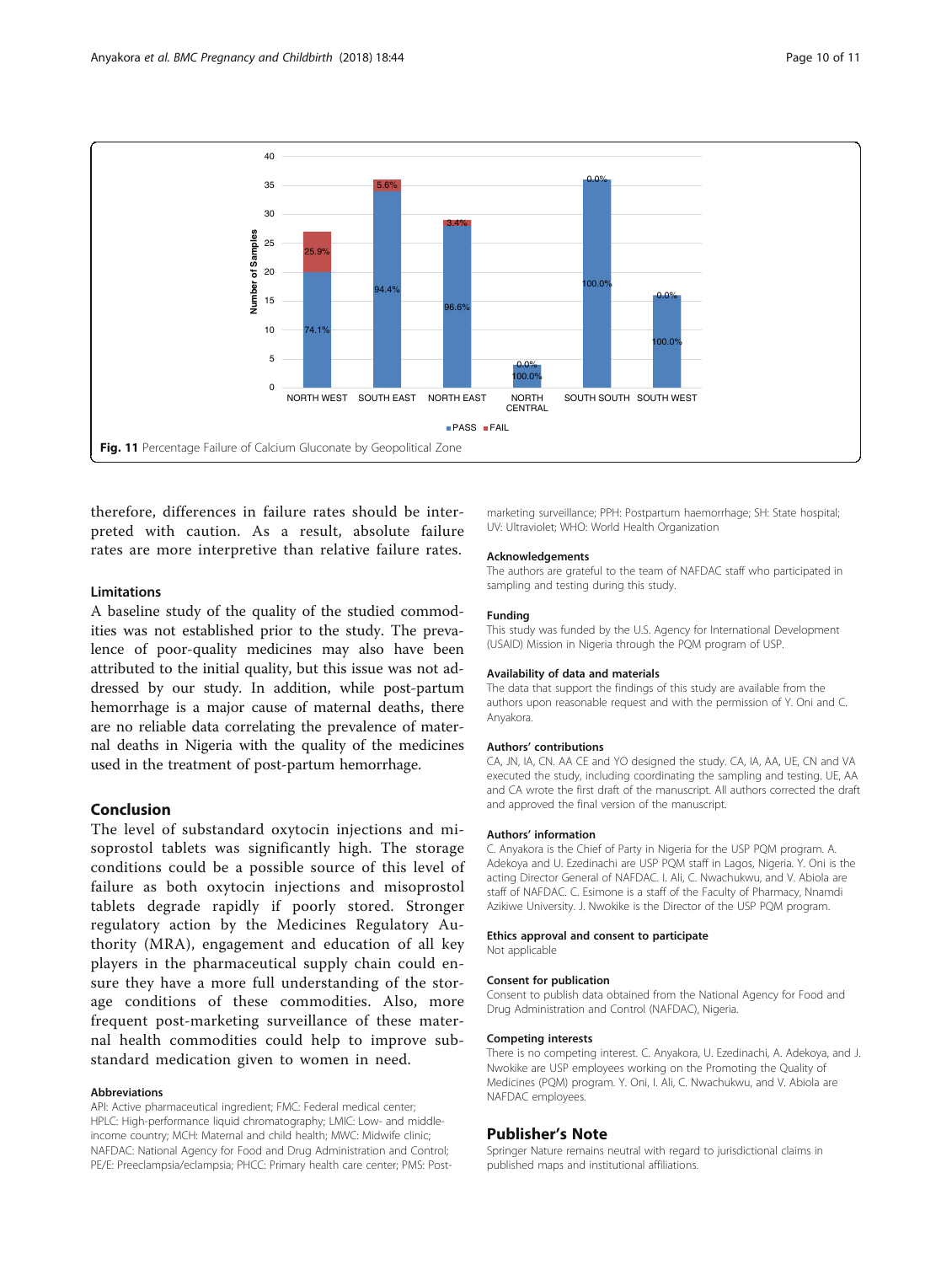40
35
30
25
20
15
10
5
0

Number of Samples

NORTH WEST: 74.1%, 25.9%
SOUTH EAST: 94.4%, 5.6%
NORTH EAST: 96.6%, 3.4%
NORTH CENTRAL: 100.0%, 0.0%
SOUTH SOUTH: 100.0%, 0.0%
SOUTH WEST: 100.0%, 0.0%

PASS FAIL

**Fig. 11** Percentage Failure of Calcium Gluconate by Geopolitical Zone

therefore, differences in failure rates should be interpreted with caution. As a result, absolute failure rates are more interpretive than relative failure rates.

### Limitations

A baseline study of the quality of the studied commodities was not established prior to the study. The prevalence of poor-quality medicines may also have been attributed to the initial quality, but this issue was not addressed by our study. In addition, while post-partum hemorrhage is a major cause of maternal deaths, there are no reliable data correlating the prevalence of maternal deaths in Nigeria with the quality of the medicines used in the treatment of post-partum hemorrhage.

## Conclusion

The level of substandard oxytocin injections and misoprostol tablets was significantly high. The storage conditions could be a possible source of this level of failure as both oxytocin injections and misoprostol tablets degrade rapidly if poorly stored. Stronger regulatory action by the Medicines Regulatory Authority (MRA), engagement and education of all key players in the pharmaceutical supply chain could ensure they have a more full understanding of the storage conditions of these commodities. Also, more frequent post-marketing surveillance of these maternal health commodities could help to improve substandard medication given to women in need.

#### Abbreviations

API: Active pharmaceutical ingredient; FMC: Federal medical center; HPLC: High-performance liquid chromatography; LMIC: Low- and middle-income country; MCH: Maternal and child health; MWC: Midwife clinic; NAFDAC: National Agency for Food and Drug Administration and Control; PE/E: Preeclampsia/eclampsia; PHCC: Primary health care center; PMS: Post-marketing surveillance; PPH: Postpartum haemorrhage; SH: State hospital; UV: Ultraviolet; WHO: World Health Organization

#### Acknowledgements

The authors are grateful to the team of NAFDAC staff who participated in sampling and testing during this study.

#### Funding

This study was funded by the U.S. Agency for International Development (USAID) Mission in Nigeria through the PQM program of USP.

#### Availability of data and materials

The data that support the findings of this study are available from the authors upon reasonable request and with the permission of Y. Oni and C. Anyakora.

#### Authors' contributions

CA, JN, IA, CN. AA CE and YO designed the study. CA, IA, AA, UE, CN and VA executed the study, including coordinating the sampling and testing. UE, AA and CA wrote the first draft of the manuscript. All authors corrected the draft and approved the final version of the manuscript.

#### Authors' information

C. Anyakora is the Chief of Party in Nigeria for the USP PQM program. A. Adekoya and U. Ezedinachi are USP PQM staff in Lagos, Nigeria. Y. Oni is the acting Director General of NAFDAC. I. Ali, C. Nwachukwu, and V. Abiola are staff of NAFDAC. C. Esimone is a staff of the Faculty of Pharmacy, Nnamdi Azikiwe University. J. Nwokike is the Director of the USP PQM program.

#### Ethics approval and consent to participate

Not applicable

#### Consent for publication

Consent to publish data obtained from the National Agency for Food and Drug Administration and Control (NAFDAC), Nigeria.

#### Competing interests

There is no competing interest. C. Anyakora, U. Ezedinachi, A. Adekoya, and J. Nwokike are USP employees working on the Promoting the Quality of Medicines (PQM) program. Y. Oni, I. Ali, C. Nwachukwu, and V. Abiola are NAFDAC employees.

## Publisher's Note

Springer Nature remains neutral with regard to jurisdictional claims in published maps and institutional affiliations.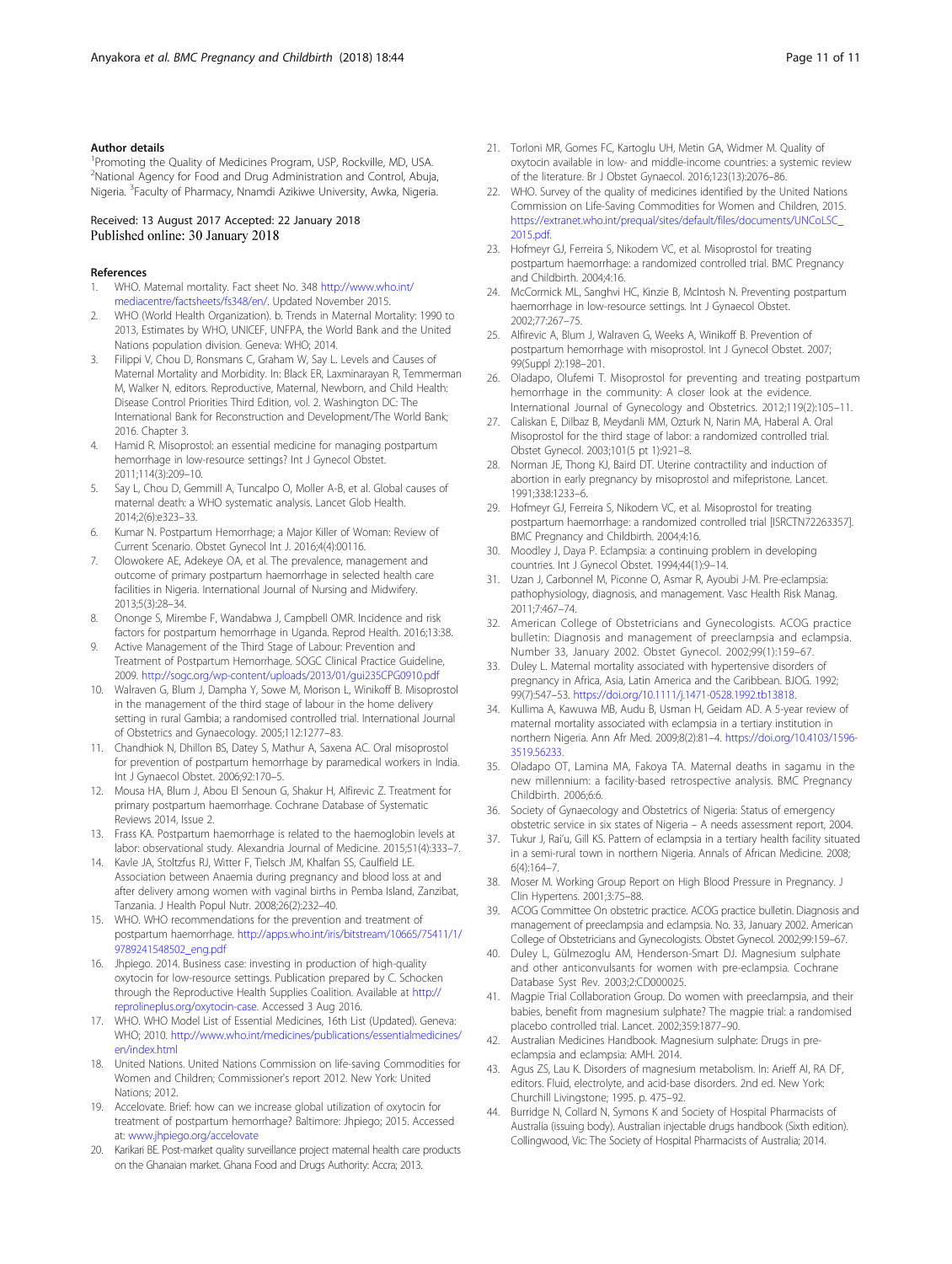### Author details

[1]Promoting the Quality of Medicines Program, USP, Rockville, MD, USA. [2]National Agency for Food and Drug Administration and Control, Abuja, Nigeria. [3]Faculty of Pharmacy, Nnamdi Azikiwe University, Awka, Nigeria.

Received: 13 August 2017 Accepted: 22 January 2018
Published online: 30 January 2018

### References

1. WHO. Maternal mortality. Fact sheet No. 348 http://www.who.int/mediacentre/factsheets/fs348/en/. Updated November 2015.
2. WHO (World Health Organization). b. Trends in Maternal Mortality: 1990 to 2013, Estimates by WHO, UNICEF, UNFPA, the World Bank and the United Nations population division. Geneva: WHO; 2014.
3. Filippi V, Chou D, Ronsmans C, Graham W, Say L. Levels and Causes of Maternal Mortality and Morbidity. In: Black ER, Laxminarayan R, Temmerman M, Walker N, editors. Reproductive, Maternal, Newborn, and Child Health: Disease Control Priorities Third Edition, vol. 2. Washington DC: The International Bank for Reconstruction and Development/The World Bank; 2016. Chapter 3.
4. Hamid R. Misoprostol: an essential medicine for managing postpartum hemorrhage in low-resource settings? Int J Gynecol Obstet. 2011;114(3):209–10.
5. Say L, Chou D, Gemmill A, Tuncalpo O, Moller A-B, et al. Global causes of maternal death: a WHO systematic analysis. Lancet Glob Health. 2014;2(6):e323–33.
6. Kumar N. Postpartum Hemorrhage; a Major Killer of Woman: Review of Current Scenario. Obstet Gynecol Int J. 2016;4(4):00116.
7. Olowokere AE, Adekeye OA, et al. The prevalence, management and outcome of primary postpartum haemorrhage in selected health care facilities in Nigeria. International Journal of Nursing and Midwifery. 2013;5(3):28–34.
8. Ononge S, Mirembe F, Wandabwa J, Campbell OMR. Incidence and risk factors for postpartum hemorrhage in Uganda. Reprod Health. 2016;13:38.
9. Active Management of the Third Stage of Labour: Prevention and Treatment of Postpartum Hemorrhage. SOGC Clinical Practice Guideline, 2009. http://sogc.org/wp-content/uploads/2013/01/gui235CPG0910.pdf
10. Walraven G, Blum J, Dampha Y, Sowe M, Morison L, Winikoff B. Misoprostol in the management of the third stage of labour in the home delivery setting in rural Gambia; a randomised controlled trial. International Journal of Obstetrics and Gynaecology. 2005;112:1277–83.
11. Chandhiok N, Dhillon BS, Datey S, Mathur A, Saxena AC. Oral misoprostol for prevention of postpartum hemorrhage by paramedical workers in India. Int J Gynaecol Obstet. 2006;92:170–5.
12. Mousa HA, Blum J, Abou El Senoun G, Shakur H, Alfirevic Z. Treatment for primary postpartum haemorrhage. Cochrane Database of Systematic Reviews 2014, Issue 2.
13. Frass KA. Postpartum haemorrhage is related to the haemoglobin levels at labor: observational study. Alexandria Journal of Medicine. 2015;51(4):333–7.
14. Kavle JA, Stoltzfus RJ, Witter F, Tielsch JM, Khalfan SS, Caulfield LE. Association between Anaemia during pregnancy and blood loss at and after delivery among women with vaginal births in Pemba Island, Zanzibat, Tanzania. J Health Popul Nutr. 2008;26(2):232–40.
15. WHO. WHO recommendations for the prevention and treatment of postpartum haemorrhage. http://apps.who.int/iris/bitstream/10665/75411/1/9789241548502_eng.pdf
16. Jhpiego. 2014. Business case: investing in production of high-quality oxytocin for low-resource settings. Publication prepared by C. Schocken through the Reproductive Health Supplies Coalition. Available at http://reprolineplus.org/oxytocin-case. Accessed 3 Aug 2016.
17. WHO. WHO Model List of Essential Medicines, 16th List (Updated). Geneva: WHO; 2010. http://www.who.int/medicines/publications/essentialmedicines/en/index.html
18. United Nations. United Nations Commission on life-saving Commodities for Women and Children; Commissioner's report 2012. New York: United Nations; 2012.
19. Accelovate. Brief: how can we increase global utilization of oxytocin for treatment of postpartum hemorrhage? Baltimore: Jhpiego; 2015. Accessed at: www.jhpiego.org/accelovate
20. Karikari BE. Post-market quality surveillance project maternal health care products on the Ghanaian market. Ghana Food and Drugs Authority: Accra; 2013.
21. Torloni MR, Gomes FC, Kartoglu UH, Metin GA, Widmer M. Quality of oxytocin available in low- and middle-income countries: a systemic review of the literature. Br J Obstet Gynaecol. 2016;123(13):2076–86.
22. WHO. Survey of the quality of medicines identified by the United Nations Commission on Life-Saving Commodities for Women and Children, 2015. https://extranet.who.int/prequal/sites/default/files/documents/UNCoLSC_2015.pdf.
23. Hofmeyr GJ, Ferreira S, Nikodem VC, et al. Misoprostol for treating postpartum haemorrhage: a randomized controlled trial. BMC Pregnancy and Childbirth. 2004;4:16.
24. McCormick ML, Sanghvi HC, Kinzie B, McIntosh N. Preventing postpartum haemorrhage in low-resource settings. Int J Gynaecol Obstet. 2002;77:267–75.
25. Alfirevic A, Blum J, Walraven G, Weeks A, Winikoff B. Prevention of postpartum hemorrhage with misoprostol. Int J Gynecol Obstet. 2007; 99(Suppl 2):198–201.
26. Oladapo, Olufemi T. Misoprostol for preventing and treating postpartum hemorrhage in the community: A closer look at the evidence. International Journal of Gynecology and Obstetrics. 2012;119(2):105–11.
27. Caliskan E, Dilbaz B, Meydanli MM, Ozturk N, Narin MA, Haberal A. Oral Misoprostol for the third stage of labor: a randomized controlled trial. Obstet Gynecol. 2003;101(5 pt 1):921–8.
28. Norman JE, Thong KJ, Baird DT. Uterine contractility and induction of abortion in early pregnancy by misoprostol and mifepristone. Lancet. 1991;338:1233–6.
29. Hofmeyr GJ, Ferreira S, Nikodem VC, et al. Misoprostol for treating postpartum haemorrhage: a randomized controlled trial [ISRCTN72263357]. BMC Pregnancy and Childbirth. 2004;4:16.
30. Moodley J, Daya P. Eclampsia: a continuing problem in developing countries. Int J Gynecol Obstet. 1994;44(1):9–14.
31. Uzan J, Carbonnel M, Piconne O, Asmar R, Ayoubi J-M. Pre-eclampsia: pathophysiology, diagnosis, and management. Vasc Health Risk Manag. 2011;7:467–74.
32. American College of Obstetricians and Gynecologists. ACOG practice bulletin: Diagnosis and management of preeclampsia and eclampsia. Number 33, January 2002. Obstet Gynecol. 2002;99(1):159–67.
33. Duley L. Maternal mortality associated with hypertensive disorders of pregnancy in Africa, Asia, Latin America and the Caribbean. BJOG. 1992; 99(7):547–53. https://doi.org/10.1111/j.1471-0528.1992.tb13818.
34. Kullima A, Kawuwa MB, Audu B, Usman H, Geidam AD. A 5-year review of maternal mortality associated with eclampsia in a tertiary institution in northern Nigeria. Ann Afr Med. 2009;8(2):81–4. https://doi.org/10.4103/1596-3519.56233.
35. Oladapo OT, Lamina MA, Fakoya TA. Maternal deaths in sagamu in the new millennium: a facility-based retrospective analysis. BMC Pregnancy Childbirth. 2006;6:6.
36. Society of Gynaecology and Obstetrics of Nigeria: Status of emergency obstetric service in six states of Nigeria – A needs assessment report, 2004.
37. Tukur J, Rai'u, Gill KS. Pattern of eclampsia in a tertiary health facility situated in a semi-rural town in northern Nigeria. Annals of African Medicine. 2008; 6(4):164–7.
38. Moser M. Working Group Report on High Blood Pressure in Pregnancy. J Clin Hypertens. 2001;3:75–88.
39. ACOG Committee On obstetric practice. ACOG practice bulletin. Diagnosis and management of preeclampsia and eclampsia. No. 33, January 2002. American College of Obstetricians and Gynecologists. Obstet Gynecol. 2002;99:159–67.
40. Duley L, Gülmezoglu AM, Henderson-Smart DJ. Magnesium sulphate and other anticonvulsants for women with pre-eclampsia. Cochrane Database Syst Rev. 2003;2:CD000025.
41. Magpie Trial Collaboration Group. Do women with preeclampsia, and their babies, benefit from magnesium sulphate? The magpie trial: a randomised placebo controlled trial. Lancet. 2002;359:1877–90.
42. Australian Medicines Handbook. Magnesium sulphate: Drugs in pre-eclampsia and eclampsia: AMH. 2014.
43. Agus ZS, Lau K. Disorders of magnesium metabolism. In: Arieff AI, RA DF, editors. Fluid, electrolyte, and acid-base disorders. 2nd ed. New York: Churchill Livingstone; 1995. p. 475–92.
44. Burridge N, Collard N, Symons K and Society of Hospital Pharmacists of Australia (issuing body). Australian injectable drugs handbook (Sixth edition). Collingwood, Vic: The Society of Hospital Pharmacists of Australia; 2014.